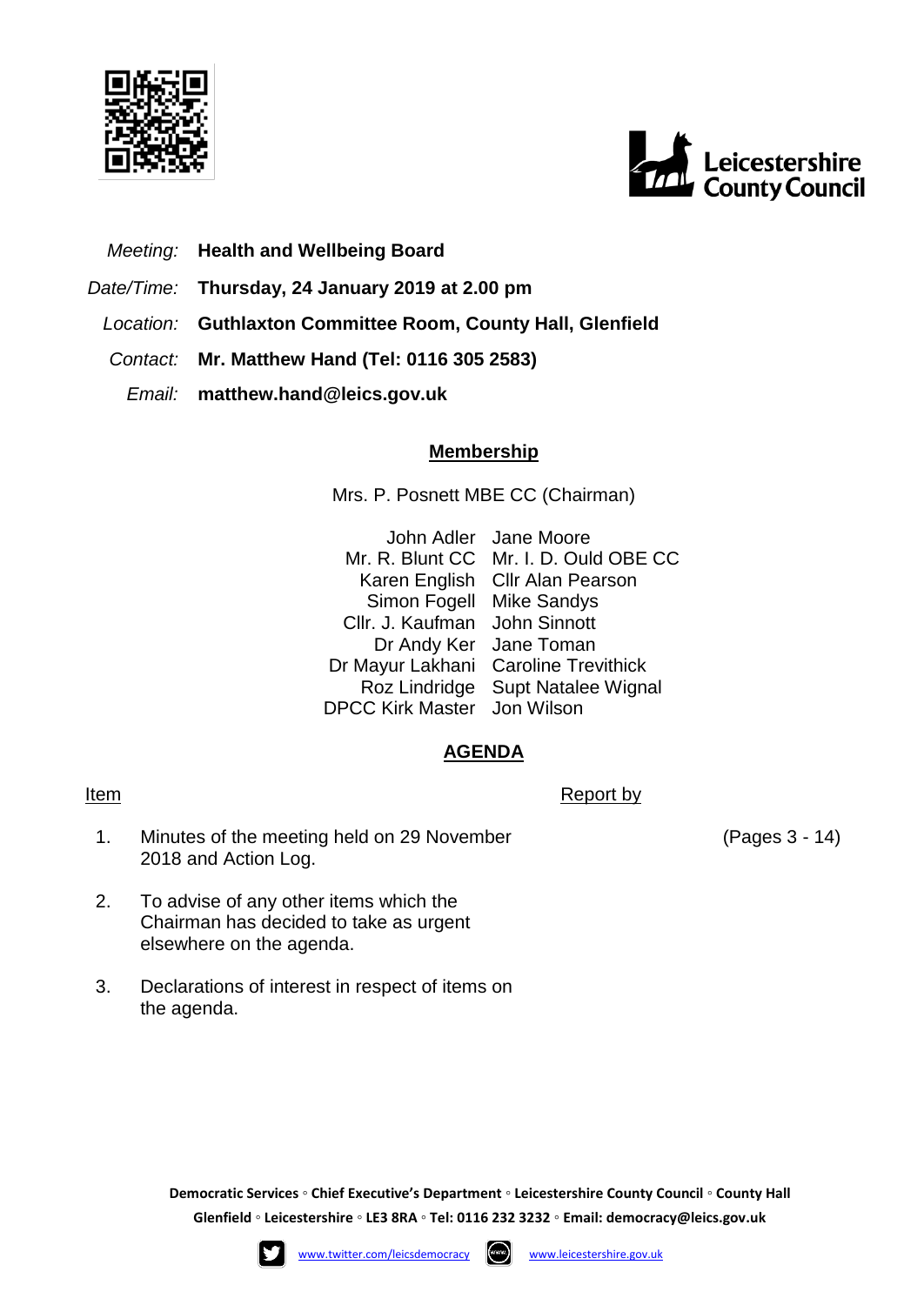*Meeting:* **Health and Wellbeing Board**

*Date/Time:* **Thursday, 24 January 2019 at 2.00 pm**

*Location:* **Guthlaxton Committee Room, County Hall, Glenfield**

*Contact:* **Mr. Matthew Hand (Tel: 0116 305 2583)**

*Email:* **matthew.hand@leics.gov.uk**

## Membership

Mrs. P. Posnett MBE CC (Chairman)

| | |
|---|---|
| John Adler | Jane Moore |
| Mr. R. Blunt CC | Mr. I. D. Ould OBE CC |
| Karen English | Cllr Alan Pearson |
| Simon Fogell | Mike Sandys |
| Cllr. J. Kaufman | John Sinnott |
| Dr Andy Ker | Jane Toman |
| Dr Mayur Lakhani | Caroline Trevithick |
| Roz Lindridge | Supt Natalee Wignal |
| DPCC Kirk Master | Jon Wilson |

## AGENDA

| Item | | Report by | |
|---|---|---|---|
| 1. | Minutes of the meeting held on 29 November 2018 and Action Log. | | (Pages 3 - 14) |
| 2. | To advise of any other items which the Chairman has decided to take as urgent elsewhere on the agenda. | | |
| 3. | Declarations of interest in respect of items on the agenda. | | |

**Democratic Services ◦ Chief Executive's Department ◦ Leicestershire County Council ◦ County Hall Glenfield ◦ Leicestershire ◦ LE3 8RA ◦ Tel: 0116 232 3232 ◦ Email: democracy@leics.gov.uk**

www.twitter.com/leicsdemocracy www.leicestershire.gov.uk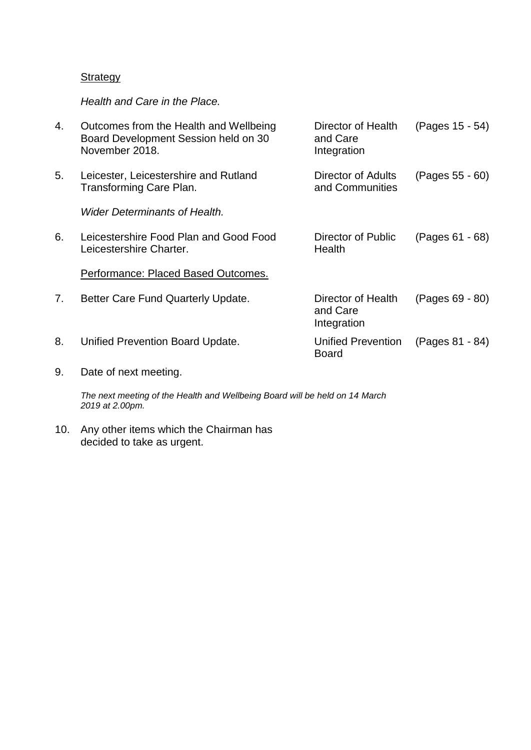<u>Strategy</u>

*Health and Care in the Place.*

| | | | |
|---|---|---|---|
| 4. | Outcomes from the Health and Wellbeing Board Development Session held on 30 November 2018. | Director of Health and Care Integration | (Pages 15 - 54) |
| 5. | Leicester, Leicestershire and Rutland Transforming Care Plan. | Director of Adults and Communities | (Pages 55 - 60) |
| | *Wider Determinants of Health.* | | |
| 6. | Leicestershire Food Plan and Good Food Leicestershire Charter. | Director of Public Health | (Pages 61 - 68) |
| | <u>Performance: Placed Based Outcomes.</u> | | |
| 7. | Better Care Fund Quarterly Update. | Director of Health and Care Integration | (Pages 69 - 80) |
| 8. | Unified Prevention Board Update. | Unified Prevention Board | (Pages 81 - 84) |
| 9. | Date of next meeting. | | |

*The next meeting of the Health and Wellbeing Board will be held on 14 March 2019 at 2.00pm.*

10. Any other items which the Chairman has decided to take as urgent.